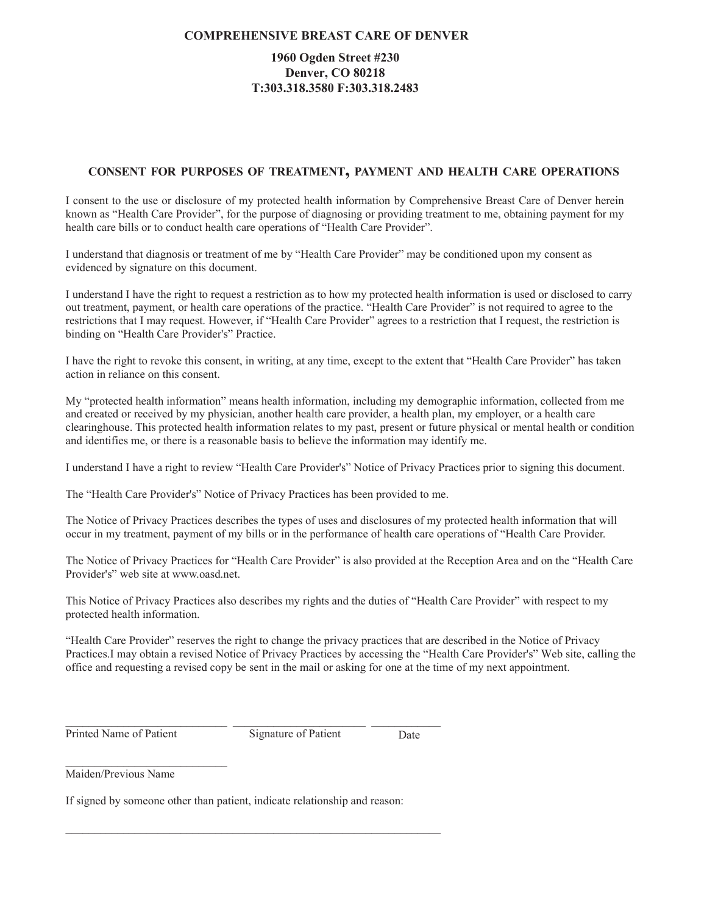**COMPREHENSIVE BREAST CARE OF DENVER**

**1960 Ogden Street #230**
**Denver, CO 80218**
**T:303.318.3580 F:303.318.2483**

## CONSENT FOR PURPOSES OF TREATMENT, PAYMENT AND HEALTH CARE OPERATIONS

I consent to the use or disclosure of my protected health information by Comprehensive Breast Care of Denver herein known as "Health Care Provider", for the purpose of diagnosing or providing treatment to me, obtaining payment for my health care bills or to conduct health care operations of "Health Care Provider".

I understand that diagnosis or treatment of me by "Health Care Provider" may be conditioned upon my consent as evidenced by signature on this document.

I understand I have the right to request a restriction as to how my protected health information is used or disclosed to carry out treatment, payment, or health care operations of the practice. "Health Care Provider" is not required to agree to the restrictions that I may request. However, if "Health Care Provider" agrees to a restriction that I request, the restriction is binding on "Health Care Provider's" Practice.

I have the right to revoke this consent, in writing, at any time, except to the extent that "Health Care Provider" has taken action in reliance on this consent.

My "protected health information" means health information, including my demographic information, collected from me and created or received by my physician, another health care provider, a health plan, my employer, or a health care clearinghouse. This protected health information relates to my past, present or future physical or mental health or condition and identifies me, or there is a reasonable basis to believe the information may identify me.

I understand I have a right to review "Health Care Provider's" Notice of Privacy Practices prior to signing this document.

The "Health Care Provider's" Notice of Privacy Practices has been provided to me.

The Notice of Privacy Practices describes the types of uses and disclosures of my protected health information that will occur in my treatment, payment of my bills or in the performance of health care operations of "Health Care Provider.

The Notice of Privacy Practices for "Health Care Provider" is also provided at the Reception Area and on the "Health Care Provider's" web site at www.oasd.net.

This Notice of Privacy Practices also describes my rights and the duties of "Health Care Provider" with respect to my protected health information.

"Health Care Provider" reserves the right to change the privacy practices that are described in the Notice of Privacy Practices.I may obtain a revised Notice of Privacy Practices by accessing the "Health Care Provider's" Web site, calling the office and requesting a revised copy be sent in the mail or asking for one at the time of my next appointment.

\_\_\_\_\_\_\_\_\_\_\_\_\_\_\_\_\_\_\_\_\_\_\_\_\_\_\_\_ \_\_\_\_\_\_\_\_\_\_\_\_\_\_\_\_\_\_\_\_\_\_\_\_ \_\_\_\_\_\_\_\_\_\_\_\_
Printed Name of Patient Signature of Patient Date

\_\_\_\_\_\_\_\_\_\_\_\_\_\_\_\_\_\_\_\_\_\_\_\_\_\_\_\_
Maiden/Previous Name

If signed by someone other than patient, indicate relationship and reason:

\_\_\_\_\_\_\_\_\_\_\_\_\_\_\_\_\_\_\_\_\_\_\_\_\_\_\_\_\_\_\_\_\_\_\_\_\_\_\_\_\_\_\_\_\_\_\_\_\_\_\_\_\_\_\_\_\_\_\_\_\_\_\_\_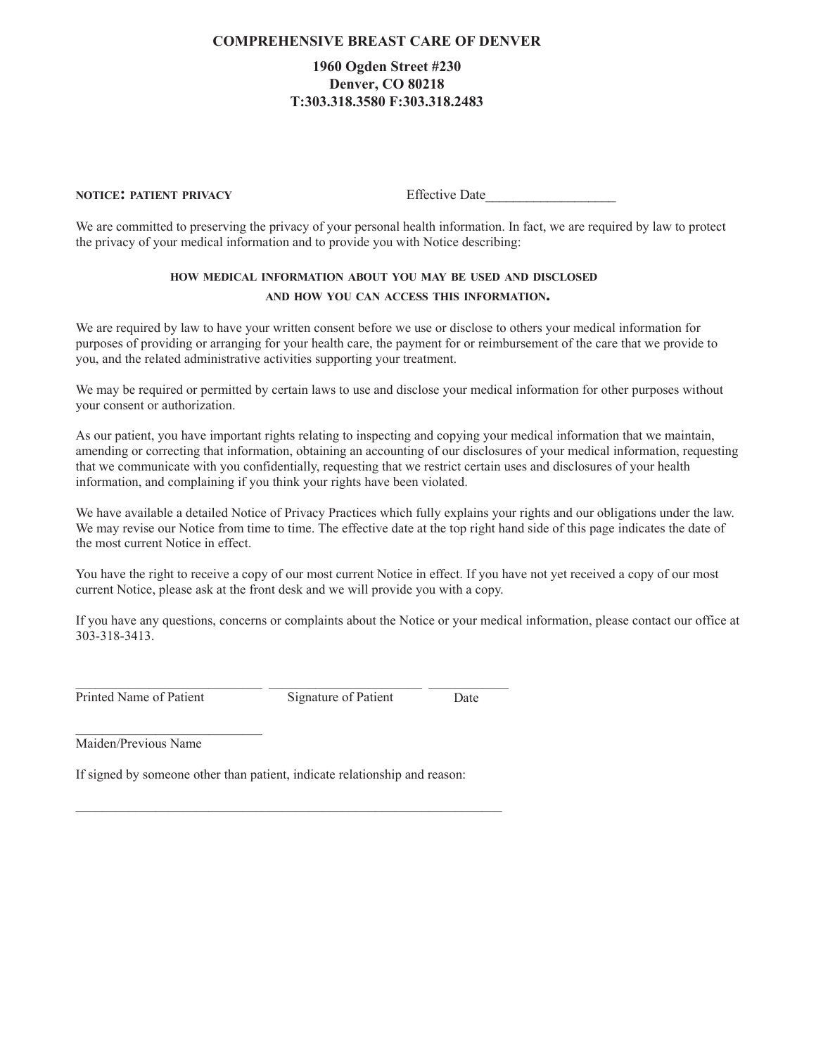# COMPREHENSIVE BREAST CARE OF DENVER

**1960 Ogden Street #230**
**Denver, CO 80218**
**T:303.318.3580 F:303.318.2483**

**NOTICE: PATIENT PRIVACY** Effective Date__________________

We are committed to preserving the privacy of your personal health information. In fact, we are required by law to protect the privacy of your medical information and to provide you with Notice describing:

**HOW MEDICAL INFORMATION ABOUT YOU MAY BE USED AND DISCLOSED AND HOW YOU CAN ACCESS THIS INFORMATION.**

We are required by law to have your written consent before we use or disclose to others your medical information for purposes of providing or arranging for your health care, the payment for or reimbursement of the care that we provide to you, and the related administrative activities supporting your treatment.

We may be required or permitted by certain laws to use and disclose your medical information for other purposes without your consent or authorization.

As our patient, you have important rights relating to inspecting and copying your medical information that we maintain, amending or correcting that information, obtaining an accounting of our disclosures of your medical information, requesting that we communicate with you confidentially, requesting that we restrict certain uses and disclosures of your health information, and complaining if you think your rights have been violated.

We have available a detailed Notice of Privacy Practices which fully explains your rights and our obligations under the law. We may revise our Notice from time to time. The effective date at the top right hand side of this page indicates the date of the most current Notice in effect.

You have the right to receive a copy of our most current Notice in effect. If you have not yet received a copy of our most current Notice, please ask at the front desk and we will provide you with a copy.

If you have any questions, concerns or complaints about the Notice or your medical information, please contact our office at 303-318-3413.

____________________________ ______________________ ____________
Printed Name of Patient Signature of Patient Date

____________________________
Maiden/Previous Name

If signed by someone other than patient, indicate relationship and reason:

________________________________________________________________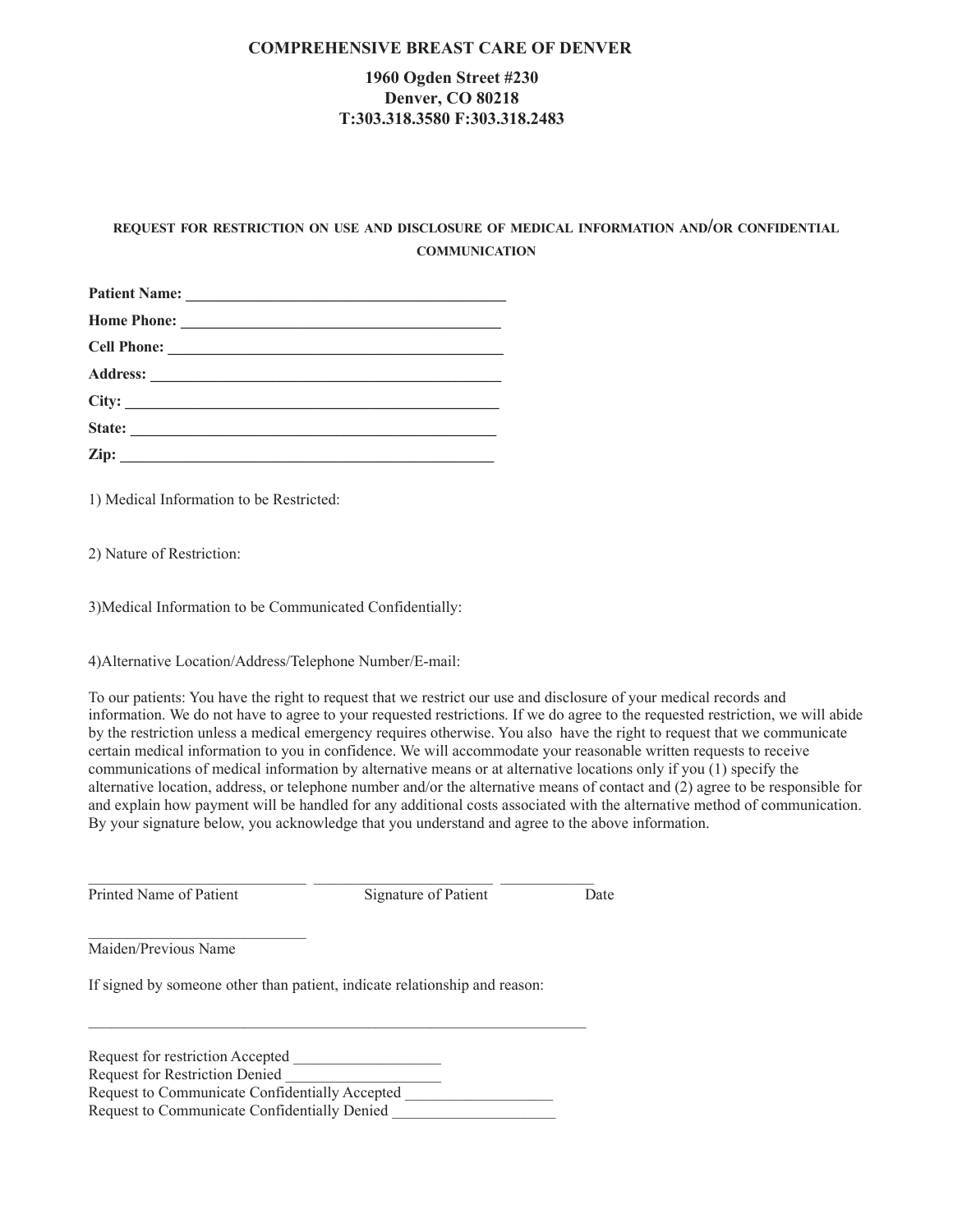**COMPREHENSIVE BREAST CARE OF DENVER**

**1960 Ogden Street #230**
**Denver, CO 80218**
**T:303.318.3580 F:303.318.2483**

## REQUEST FOR RESTRICTION ON USE AND DISCLOSURE OF MEDICAL INFORMATION AND/OR CONFIDENTIAL COMMUNICATION

**Patient Name:** ________________________________________

**Home Phone:** ________________________________________

**Cell Phone:** ________________________________________

**Address:** ________________________________________

**City:** ________________________________________

**State:** ________________________________________

**Zip:** ________________________________________

1) Medical Information to be Restricted:

2) Nature of Restriction:

3)Medical Information to be Communicated Confidentially:

4)Alternative Location/Address/Telephone Number/E-mail:

To our patients: You have the right to request that we restrict our use and disclosure of your medical records and information. We do not have to agree to your requested restrictions. If we do agree to the requested restriction, we will abide by the restriction unless a medical emergency requires otherwise. You also have the right to request that we communicate certain medical information to you in confidence. We will accommodate your reasonable written requests to receive communications of medical information by alternative means or at alternative locations only if you (1) specify the alternative location, address, or telephone number and/or the alternative means of contact and (2) agree to be responsible for and explain how payment will be handled for any additional costs associated with the alternative method of communication. By your signature below, you acknowledge that you understand and agree to the above information.

____________________________ ______________________ ____________
Printed Name of Patient Signature of Patient Date

____________________________
Maiden/Previous Name

If signed by someone other than patient, indicate relationship and reason:

________________________________________________________________

Request for restriction Accepted ___________________
Request for Restriction Denied ____________________
Request to Communicate Confidentially Accepted ___________________
Request to Communicate Confidentially Denied _____________________